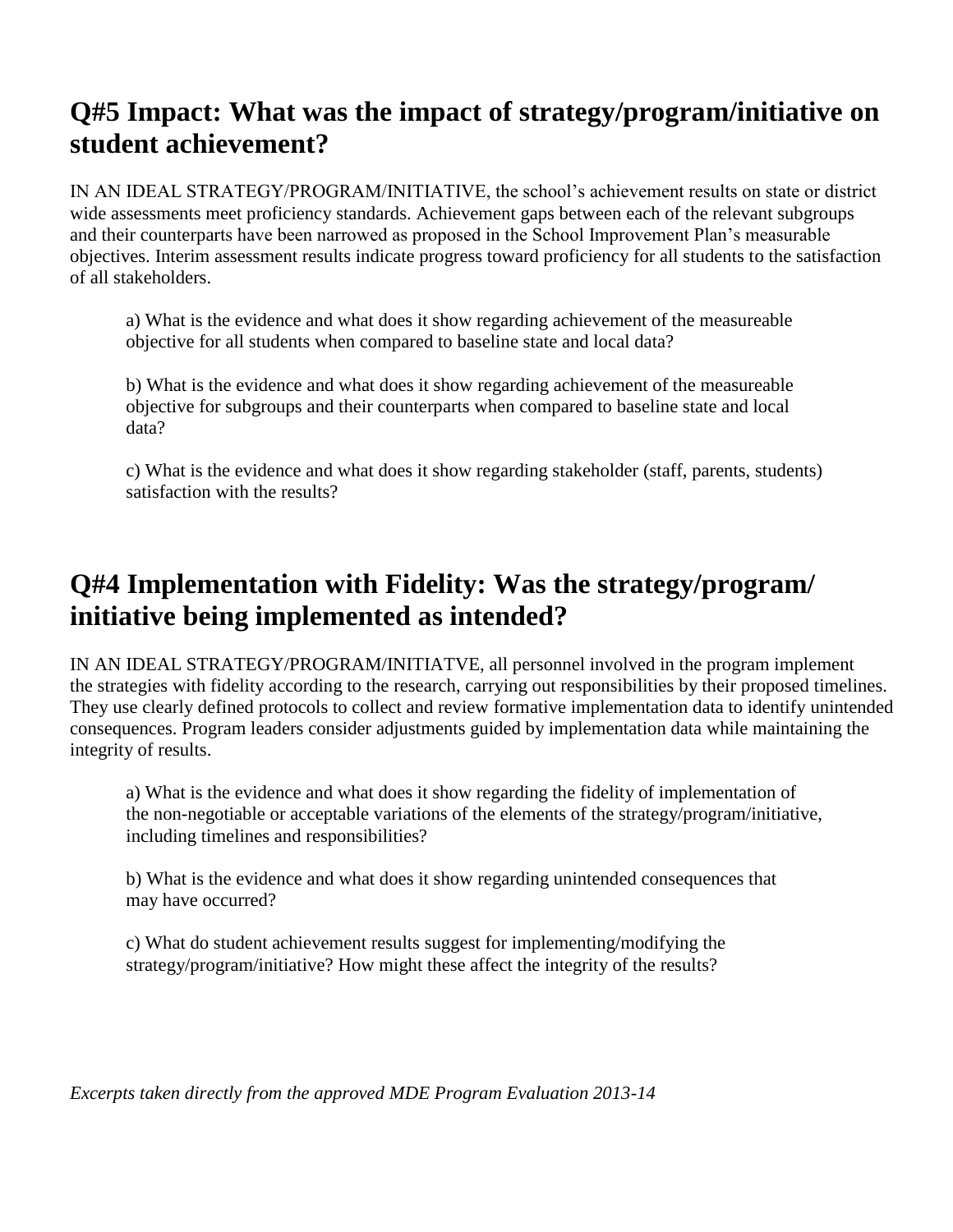## Q#5 Impact: What was the impact of strategy/program/initiative on student achievement?

IN AN IDEAL STRATEGY/PROGRAM/INITIATIVE, the school's achievement results on state or district wide assessments meet proficiency standards. Achievement gaps between each of the relevant subgroups and their counterparts have been narrowed as proposed in the School Improvement Plan's measurable objectives. Interim assessment results indicate progress toward proficiency for all students to the satisfaction of all stakeholders.

a) What is the evidence and what does it show regarding achievement of the measureable objective for all students when compared to baseline state and local data?

b) What is the evidence and what does it show regarding achievement of the measureable objective for subgroups and their counterparts when compared to baseline state and local data?

c) What is the evidence and what does it show regarding stakeholder (staff, parents, students) satisfaction with the results?

## Q#4 Implementation with Fidelity: Was the strategy/program/ initiative being implemented as intended?

IN AN IDEAL STRATEGY/PROGRAM/INITIATVE, all personnel involved in the program implement the strategies with fidelity according to the research, carrying out responsibilities by their proposed timelines. They use clearly defined protocols to collect and review formative implementation data to identify unintended consequences. Program leaders consider adjustments guided by implementation data while maintaining the integrity of results.

a) What is the evidence and what does it show regarding the fidelity of implementation of the non-negotiable or acceptable variations of the elements of the strategy/program/initiative, including timelines and responsibilities?

b) What is the evidence and what does it show regarding unintended consequences that may have occurred?

c) What do student achievement results suggest for implementing/modifying the strategy/program/initiative? How might these affect the integrity of the results?

*Excerpts taken directly from the approved MDE Program Evaluation 2013-14*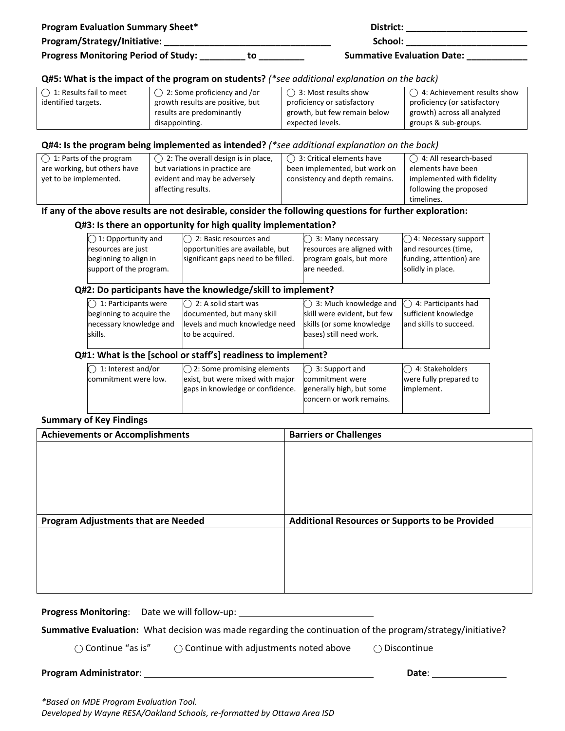**Program Evaluation Summary Sheet*** **District: ________________________**

**Program/Strategy/Initiative: _________________________________** **School: ________________________**

**Progress Monitoring Period of Study: _________ to _________** **Summative Evaluation Date: ____________**

### Q#5: What is the impact of the program on students? *(*see additional explanation on the back)*

| | | | |
|---|---|---|---|
| ◯ 1: Results fail to meet identified targets. | ◯ 2: Some proficiency and /or growth results are positive, but results are predominantly disappointing. | ◯ 3: Most results show proficiency or satisfactory growth, but few remain below expected levels. | ◯ 4: Achievement results show proficiency (or satisfactory growth) across all analyzed groups & sub-groups. |

### Q#4: Is the program being implemented as intended? *(*see additional explanation on the back)*

| | | | |
|---|---|---|---|
| ◯ 1: Parts of the program are working, but others have yet to be implemented. | ◯ 2: The overall design is in place, but variations in practice are evident and may be adversely affecting results. | ◯ 3: Critical elements have been implemented, but work on consistency and depth remains. | ◯ 4: All research-based elements have been implemented with fidelity following the proposed timelines. |

**If any of the above results are not desirable, consider the following questions for further exploration:**

### Q#3: Is there an opportunity for high quality implementation?

| | | | |
|---|---|---|---|
| ◯ 1: Opportunity and resources are just beginning to align in support of the program. | ◯ 2: Basic resources and opportunities are available, but significant gaps need to be filled. | ◯ 3: Many necessary resources are aligned with program goals, but more are needed. | ◯ 4: Necessary support and resources (time, funding, attention) are solidly in place. |

### Q#2: Do participants have the knowledge/skill to implement?

| | | | |
|---|---|---|---|
| ◯ 1: Participants were beginning to acquire the necessary knowledge and skills. | ◯ 2: A solid start was documented, but many skill levels and much knowledge need to be acquired. | ◯ 3: Much knowledge and skill were evident, but few skills (or some knowledge bases) still need work. | ◯ 4: Participants had sufficient knowledge and skills to succeed. |

### Q#1: What is the [school or staff's] readiness to implement?

| | | | |
|---|---|---|---|
| ◯ 1: Interest and/or commitment were low. | ◯ 2: Some promising elements exist, but were mixed with major gaps in knowledge or confidence. | ◯ 3: Support and commitment were generally high, but some concern or work remains. | ◯ 4: Stakeholders were fully prepared to implement. |

**Summary of Key Findings**

| Achievements or Accomplishments | Barriers or Challenges |
|---|---|
| | |

| Program Adjustments that are Needed | Additional Resources or Supports to be Provided |
|---|---|
| | |

**Progress Monitoring**: Date we will follow-up: ____________________________

**Summative Evaluation:** What decision was made regarding the continuation of the program/strategy/initiative?

◯ Continue "as is" ◯ Continue with adjustments noted above ◯ Discontinue

**Program Administrator**: ________________________________________________ **Date**: _______________

*\*Based on MDE Program Evaluation Tool.*
*Developed by Wayne RESA/Oakland Schools, re-formatted by Ottawa Area ISD*